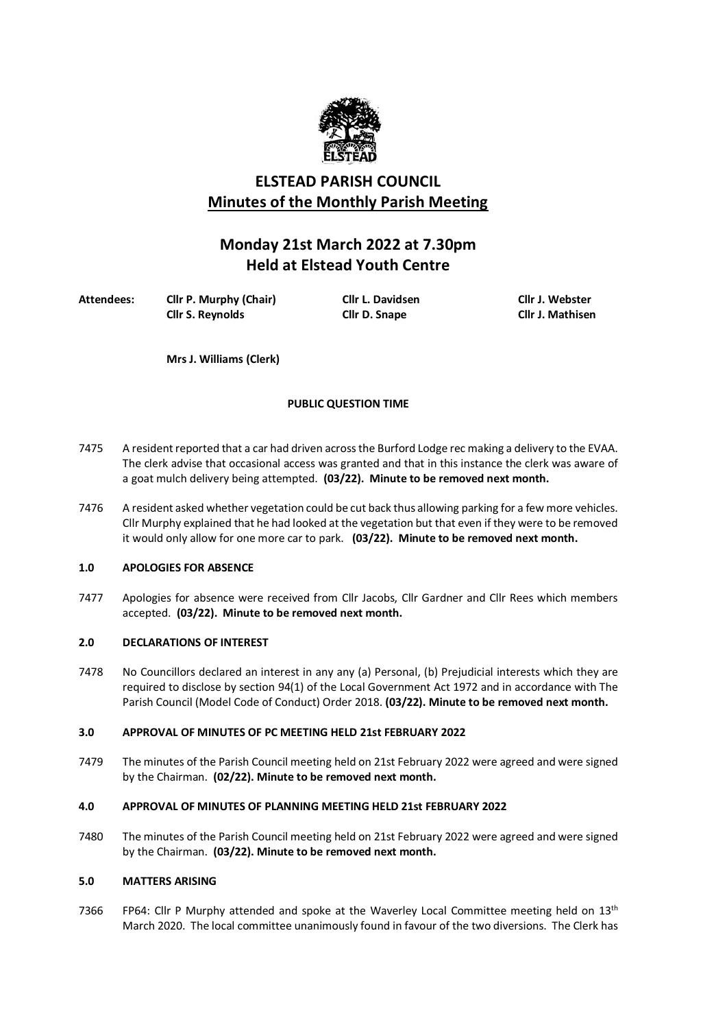# ELSTEAD PARISH COUNCIL

## Minutes of the Monthly Parish Meeting

## Monday 21st March 2022 at 7.30pm
## Held at Elstead Youth Centre

| Attendees: | Cllr P. Murphy (Chair) | Cllr L. Davidsen | Cllr J. Webster |
|---|---|---|---|
| | Cllr S. Reynolds | Cllr D. Snape | Cllr J. Mathisen |

Mrs J. Williams (Clerk)

**PUBLIC QUESTION TIME**

7475 A resident reported that a car had driven across the Burford Lodge rec making a delivery to the EVAA. The clerk advise that occasional access was granted and that in this instance the clerk was aware of a goat mulch delivery being attempted. **(03/22). Minute to be removed next month.**

7476 A resident asked whether vegetation could be cut back thus allowing parking for a few more vehicles. Cllr Murphy explained that he had looked at the vegetation but that even if they were to be removed it would only allow for one more car to park. **(03/22). Minute to be removed next month.**

### 1.0 APOLOGIES FOR ABSENCE

7477 Apologies for absence were received from Cllr Jacobs, Cllr Gardner and Cllr Rees which members accepted. **(03/22). Minute to be removed next month.**

### 2.0 DECLARATIONS OF INTEREST

7478 No Councillors declared an interest in any any (a) Personal, (b) Prejudicial interests which they are required to disclose by section 94(1) of the Local Government Act 1972 and in accordance with The Parish Council (Model Code of Conduct) Order 2018. **(03/22). Minute to be removed next month.**

### 3.0 APPROVAL OF MINUTES OF PC MEETING HELD 21st FEBRUARY 2022

7479 The minutes of the Parish Council meeting held on 21st February 2022 were agreed and were signed by the Chairman. **(02/22). Minute to be removed next month.**

### 4.0 APPROVAL OF MINUTES OF PLANNING MEETING HELD 21st FEBRUARY 2022

7480 The minutes of the Parish Council meeting held on 21st February 2022 were agreed and were signed by the Chairman. **(03/22). Minute to be removed next month.**

### 5.0 MATTERS ARISING

7366 FP64: Cllr P Murphy attended and spoke at the Waverley Local Committee meeting held on 13th March 2020. The local committee unanimously found in favour of the two diversions. The Clerk has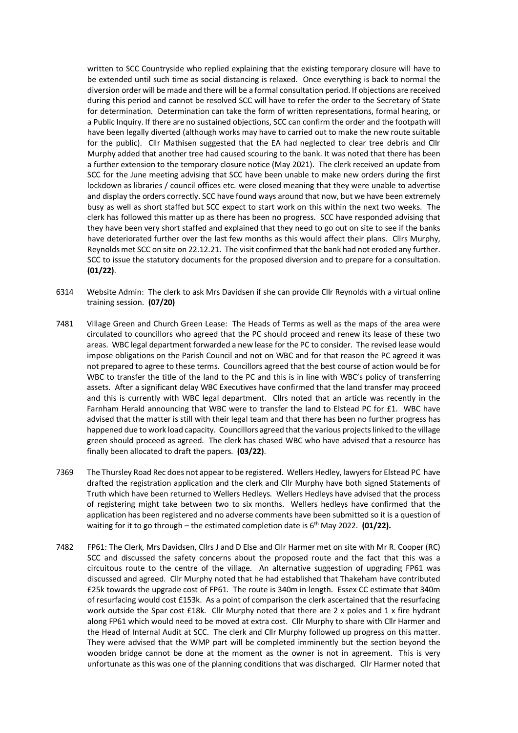written to SCC Countryside who replied explaining that the existing temporary closure will have to be extended until such time as social distancing is relaxed. Once everything is back to normal the diversion order will be made and there will be a formal consultation period. If objections are received during this period and cannot be resolved SCC will have to refer the order to the Secretary of State for determination. Determination can take the form of written representations, formal hearing, or a Public Inquiry. If there are no sustained objections, SCC can confirm the order and the footpath will have been legally diverted (although works may have to carried out to make the new route suitable for the public). Cllr Mathisen suggested that the EA had neglected to clear tree debris and Cllr Murphy added that another tree had caused scouring to the bank. It was noted that there has been a further extension to the temporary closure notice (May 2021). The clerk received an update from SCC for the June meeting advising that SCC have been unable to make new orders during the first lockdown as libraries / council offices etc. were closed meaning that they were unable to advertise and display the orders correctly. SCC have found ways around that now, but we have been extremely busy as well as short staffed but SCC expect to start work on this within the next two weeks. The clerk has followed this matter up as there has been no progress. SCC have responded advising that they have been very short staffed and explained that they need to go out on site to see if the banks have deteriorated further over the last few months as this would affect their plans. Cllrs Murphy, Reynolds met SCC on site on 22.12.21. The visit confirmed that the bank had not eroded any further. SCC to issue the statutory documents for the proposed diversion and to prepare for a consultation. **(01/22)**.

6314 Website Admin: The clerk to ask Mrs Davidsen if she can provide Cllr Reynolds with a virtual online training session. **(07/20)**

7481 Village Green and Church Green Lease: The Heads of Terms as well as the maps of the area were circulated to councillors who agreed that the PC should proceed and renew its lease of these two areas. WBC legal department forwarded a new lease for the PC to consider. The revised lease would impose obligations on the Parish Council and not on WBC and for that reason the PC agreed it was not prepared to agree to these terms. Councillors agreed that the best course of action would be for WBC to transfer the title of the land to the PC and this is in line with WBC's policy of transferring assets. After a significant delay WBC Executives have confirmed that the land transfer may proceed and this is currently with WBC legal department. Cllrs noted that an article was recently in the Farnham Herald announcing that WBC were to transfer the land to Elstead PC for £1. WBC have advised that the matter is still with their legal team and that there has been no further progress has happened due to work load capacity. Councillors agreed that the various projects linked to the village green should proceed as agreed. The clerk has chased WBC who have advised that a resource has finally been allocated to draft the papers. **(03/22)**.

7369 The Thursley Road Rec does not appear to be registered. Wellers Hedley, lawyers for Elstead PC have drafted the registration application and the clerk and Cllr Murphy have both signed Statements of Truth which have been returned to Wellers Hedleys. Wellers Hedleys have advised that the process of registering might take between two to six months. Wellers hedleys have confirmed that the application has been registered and no adverse comments have been submitted so it is a question of waiting for it to go through – the estimated completion date is 6th May 2022. **(01/22).**

7482 FP61: The Clerk, Mrs Davidsen, Cllrs J and D Else and Cllr Harmer met on site with Mr R. Cooper (RC) SCC and discussed the safety concerns about the proposed route and the fact that this was a circuitous route to the centre of the village. An alternative suggestion of upgrading FP61 was discussed and agreed. Cllr Murphy noted that he had established that Thakeham have contributed £25k towards the upgrade cost of FP61. The route is 340m in length. Essex CC estimate that 340m of resurfacing would cost £153k. As a point of comparison the clerk ascertained that the resurfacing work outside the Spar cost £18k. Cllr Murphy noted that there are 2 x poles and 1 x fire hydrant along FP61 which would need to be moved at extra cost. Cllr Murphy to share with Cllr Harmer and the Head of Internal Audit at SCC. The clerk and Cllr Murphy followed up progress on this matter. They were advised that the WMP part will be completed imminently but the section beyond the wooden bridge cannot be done at the moment as the owner is not in agreement. This is very unfortunate as this was one of the planning conditions that was discharged. Cllr Harmer noted that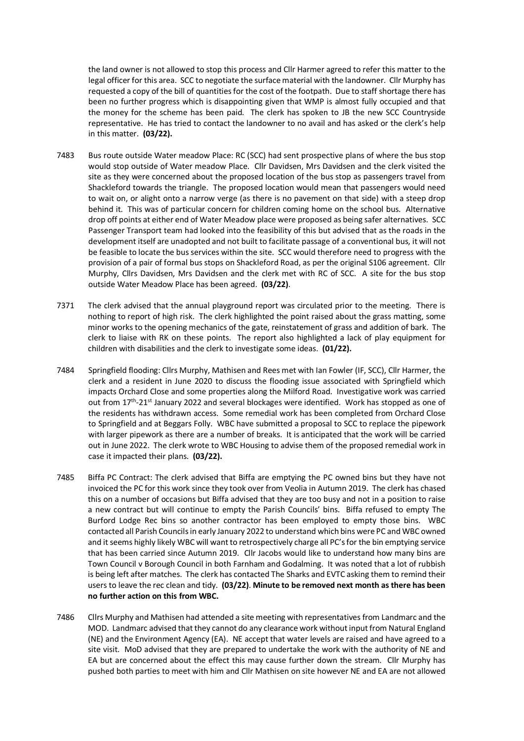the land owner is not allowed to stop this process and Cllr Harmer agreed to refer this matter to the legal officer for this area. SCC to negotiate the surface material with the landowner. Cllr Murphy has requested a copy of the bill of quantities for the cost of the footpath. Due to staff shortage there has been no further progress which is disappointing given that WMP is almost fully occupied and that the money for the scheme has been paid. The clerk has spoken to JB the new SCC Countryside representative. He has tried to contact the landowner to no avail and has asked or the clerk's help in this matter. **(03/22).**

7483 Bus route outside Water meadow Place: RC (SCC) had sent prospective plans of where the bus stop would stop outside of Water meadow Place. Cllr Davidsen, Mrs Davidsen and the clerk visited the site as they were concerned about the proposed location of the bus stop as passengers travel from Shackleford towards the triangle. The proposed location would mean that passengers would need to wait on, or alight onto a narrow verge (as there is no pavement on that side) with a steep drop behind it. This was of particular concern for children coming home on the school bus. Alternative drop off points at either end of Water Meadow place were proposed as being safer alternatives. SCC Passenger Transport team had looked into the feasibility of this but advised that as the roads in the development itself are unadopted and not built to facilitate passage of a conventional bus, it will not be feasible to locate the bus services within the site. SCC would therefore need to progress with the provision of a pair of formal bus stops on Shackleford Road, as per the original S106 agreement. Cllr Murphy, Cllrs Davidsen, Mrs Davidsen and the clerk met with RC of SCC. A site for the bus stop outside Water Meadow Place has been agreed. **(03/22)**.

7371 The clerk advised that the annual playground report was circulated prior to the meeting. There is nothing to report of high risk. The clerk highlighted the point raised about the grass matting, some minor works to the opening mechanics of the gate, reinstatement of grass and addition of bark. The clerk to liaise with RK on these points. The report also highlighted a lack of play equipment for children with disabilities and the clerk to investigate some ideas. **(01/22).**

7484 Springfield flooding: Cllrs Murphy, Mathisen and Rees met with Ian Fowler (IF, SCC), Cllr Harmer, the clerk and a resident in June 2020 to discuss the flooding issue associated with Springfield which impacts Orchard Close and some properties along the Milford Road. Investigative work was carried out from 17th-21st January 2022 and several blockages were identified. Work has stopped as one of the residents has withdrawn access. Some remedial work has been completed from Orchard Close to Springfield and at Beggars Folly. WBC have submitted a proposal to SCC to replace the pipework with larger pipework as there are a number of breaks. It is anticipated that the work will be carried out in June 2022. The clerk wrote to WBC Housing to advise them of the proposed remedial work in case it impacted their plans. **(03/22).**

7485 Biffa PC Contract: The clerk advised that Biffa are emptying the PC owned bins but they have not invoiced the PC for this work since they took over from Veolia in Autumn 2019. The clerk has chased this on a number of occasions but Biffa advised that they are too busy and not in a position to raise a new contract but will continue to empty the Parish Councils' bins. Biffa refused to empty The Burford Lodge Rec bins so another contractor has been employed to empty those bins. WBC contacted all Parish Councils in early January 2022 to understand which bins were PC and WBC owned and it seems highly likely WBC will want to retrospectively charge all PC's for the bin emptying service that has been carried since Autumn 2019. Cllr Jacobs would like to understand how many bins are Town Council v Borough Council in both Farnham and Godalming. It was noted that a lot of rubbish is being left after matches. The clerk has contacted The Sharks and EVTC asking them to remind their users to leave the rec clean and tidy. **(03/22)**. **Minute to be removed next month as there has been no further action on this from WBC.**

7486 Cllrs Murphy and Mathisen had attended a site meeting with representatives from Landmarc and the MOD. Landmarc advised that they cannot do any clearance work without input from Natural England (NE) and the Environment Agency (EA). NE accept that water levels are raised and have agreed to a site visit. MoD advised that they are prepared to undertake the work with the authority of NE and EA but are concerned about the effect this may cause further down the stream. Cllr Murphy has pushed both parties to meet with him and Cllr Mathisen on site however NE and EA are not allowed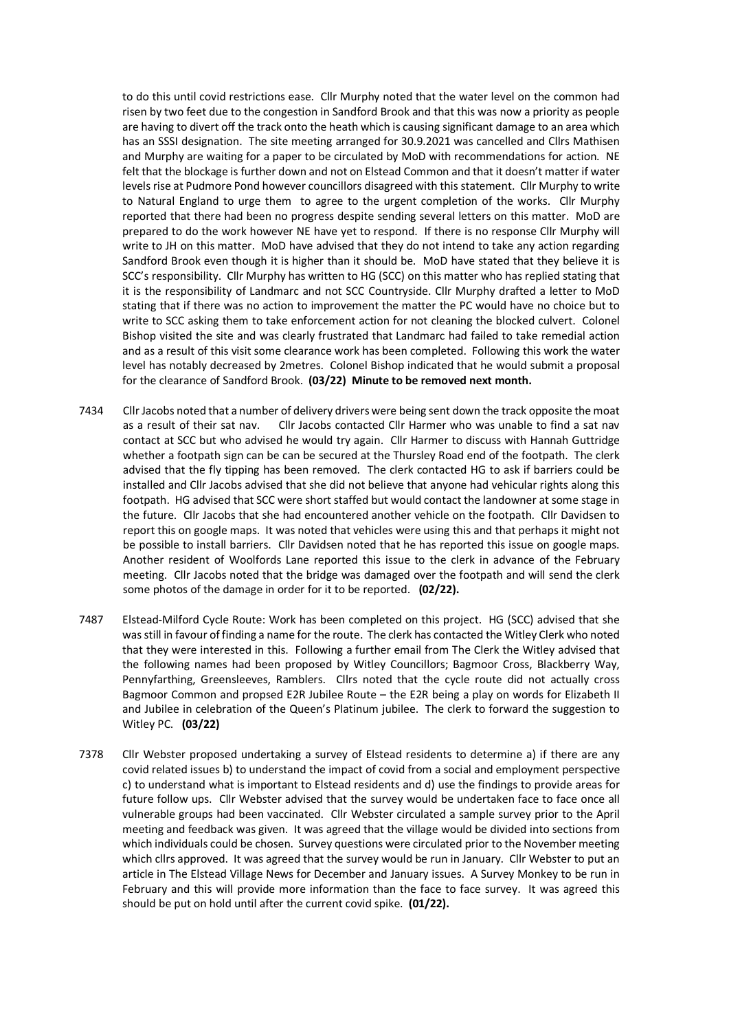to do this until covid restrictions ease. Cllr Murphy noted that the water level on the common had risen by two feet due to the congestion in Sandford Brook and that this was now a priority as people are having to divert off the track onto the heath which is causing significant damage to an area which has an SSSI designation. The site meeting arranged for 30.9.2021 was cancelled and Cllrs Mathisen and Murphy are waiting for a paper to be circulated by MoD with recommendations for action. NE felt that the blockage is further down and not on Elstead Common and that it doesn't matter if water levels rise at Pudmore Pond however councillors disagreed with this statement. Cllr Murphy to write to Natural England to urge them to agree to the urgent completion of the works. Cllr Murphy reported that there had been no progress despite sending several letters on this matter. MoD are prepared to do the work however NE have yet to respond. If there is no response Cllr Murphy will write to JH on this matter. MoD have advised that they do not intend to take any action regarding Sandford Brook even though it is higher than it should be. MoD have stated that they believe it is SCC's responsibility. Cllr Murphy has written to HG (SCC) on this matter who has replied stating that it is the responsibility of Landmarc and not SCC Countryside. Cllr Murphy drafted a letter to MoD stating that if there was no action to improvement the matter the PC would have no choice but to write to SCC asking them to take enforcement action for not cleaning the blocked culvert. Colonel Bishop visited the site and was clearly frustrated that Landmarc had failed to take remedial action and as a result of this visit some clearance work has been completed. Following this work the water level has notably decreased by 2metres. Colonel Bishop indicated that he would submit a proposal for the clearance of Sandford Brook. **(03/22) Minute to be removed next month.**

7434 Cllr Jacobs noted that a number of delivery drivers were being sent down the track opposite the moat as a result of their sat nav. Cllr Jacobs contacted Cllr Harmer who was unable to find a sat nav contact at SCC but who advised he would try again. Cllr Harmer to discuss with Hannah Guttridge whether a footpath sign can be can be secured at the Thursley Road end of the footpath. The clerk advised that the fly tipping has been removed. The clerk contacted HG to ask if barriers could be installed and Cllr Jacobs advised that she did not believe that anyone had vehicular rights along this footpath. HG advised that SCC were short staffed but would contact the landowner at some stage in the future. Cllr Jacobs that she had encountered another vehicle on the footpath. Cllr Davidsen to report this on google maps. It was noted that vehicles were using this and that perhaps it might not be possible to install barriers. Cllr Davidsen noted that he has reported this issue on google maps. Another resident of Woolfords Lane reported this issue to the clerk in advance of the February meeting. Cllr Jacobs noted that the bridge was damaged over the footpath and will send the clerk some photos of the damage in order for it to be reported. **(02/22).**

7487 Elstead-Milford Cycle Route: Work has been completed on this project. HG (SCC) advised that she was still in favour of finding a name for the route. The clerk has contacted the Witley Clerk who noted that they were interested in this. Following a further email from The Clerk the Witley advised that the following names had been proposed by Witley Councillors; Bagmoor Cross, Blackberry Way, Pennyfarthing, Greensleeves, Ramblers. Cllrs noted that the cycle route did not actually cross Bagmoor Common and propsed E2R Jubilee Route – the E2R being a play on words for Elizabeth II and Jubilee in celebration of the Queen's Platinum jubilee. The clerk to forward the suggestion to Witley PC. **(03/22)**

7378 Cllr Webster proposed undertaking a survey of Elstead residents to determine a) if there are any covid related issues b) to understand the impact of covid from a social and employment perspective c) to understand what is important to Elstead residents and d) use the findings to provide areas for future follow ups. Cllr Webster advised that the survey would be undertaken face to face once all vulnerable groups had been vaccinated. Cllr Webster circulated a sample survey prior to the April meeting and feedback was given. It was agreed that the village would be divided into sections from which individuals could be chosen. Survey questions were circulated prior to the November meeting which cllrs approved. It was agreed that the survey would be run in January. Cllr Webster to put an article in The Elstead Village News for December and January issues. A Survey Monkey to be run in February and this will provide more information than the face to face survey. It was agreed this should be put on hold until after the current covid spike. **(01/22).**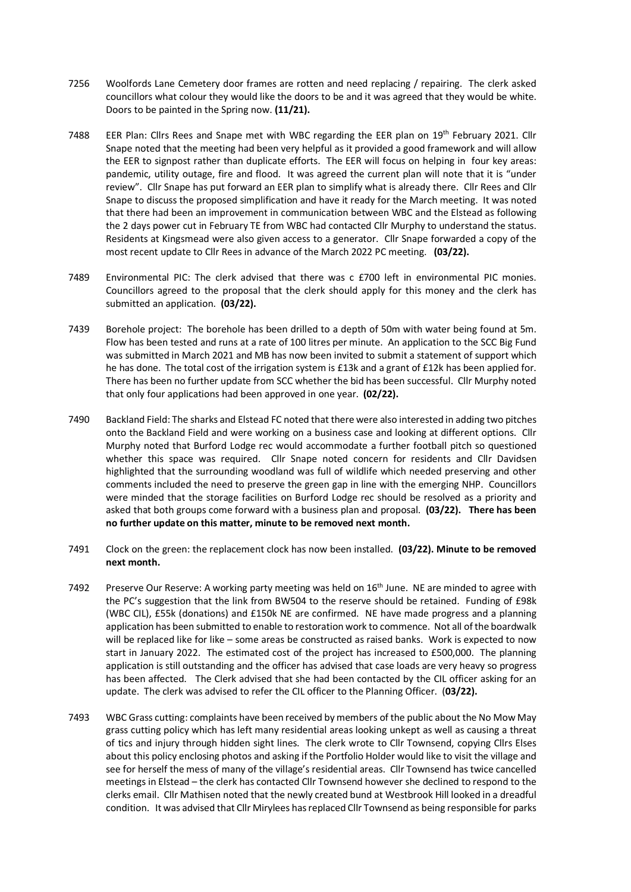7256 Woolfords Lane Cemetery door frames are rotten and need replacing / repairing. The clerk asked councillors what colour they would like the doors to be and it was agreed that they would be white. Doors to be painted in the Spring now. **(11/21).**

7488 EER Plan: Cllrs Rees and Snape met with WBC regarding the EER plan on 19th February 2021. Cllr Snape noted that the meeting had been very helpful as it provided a good framework and will allow the EER to signpost rather than duplicate efforts. The EER will focus on helping in four key areas: pandemic, utility outage, fire and flood. It was agreed the current plan will note that it is "under review". Cllr Snape has put forward an EER plan to simplify what is already there. Cllr Rees and Cllr Snape to discuss the proposed simplification and have it ready for the March meeting. It was noted that there had been an improvement in communication between WBC and the Elstead as following the 2 days power cut in February TE from WBC had contacted Cllr Murphy to understand the status. Residents at Kingsmead were also given access to a generator. Cllr Snape forwarded a copy of the most recent update to Cllr Rees in advance of the March 2022 PC meeting. **(03/22).**

7489 Environmental PIC: The clerk advised that there was c £700 left in environmental PIC monies. Councillors agreed to the proposal that the clerk should apply for this money and the clerk has submitted an application. **(03/22).**

7439 Borehole project: The borehole has been drilled to a depth of 50m with water being found at 5m. Flow has been tested and runs at a rate of 100 litres per minute. An application to the SCC Big Fund was submitted in March 2021 and MB has now been invited to submit a statement of support which he has done. The total cost of the irrigation system is £13k and a grant of £12k has been applied for. There has been no further update from SCC whether the bid has been successful. Cllr Murphy noted that only four applications had been approved in one year. **(02/22).**

7490 Backland Field: The sharks and Elstead FC noted that there were also interested in adding two pitches onto the Backland Field and were working on a business case and looking at different options. Cllr Murphy noted that Burford Lodge rec would accommodate a further football pitch so questioned whether this space was required. Cllr Snape noted concern for residents and Cllr Davidsen highlighted that the surrounding woodland was full of wildlife which needed preserving and other comments included the need to preserve the green gap in line with the emerging NHP. Councillors were minded that the storage facilities on Burford Lodge rec should be resolved as a priority and asked that both groups come forward with a business plan and proposal. **(03/22). There has been no further update on this matter, minute to be removed next month.**

7491 Clock on the green: the replacement clock has now been installed. **(03/22). Minute to be removed next month.**

7492 Preserve Our Reserve: A working party meeting was held on 16th June. NE are minded to agree with the PC's suggestion that the link from BW504 to the reserve should be retained. Funding of £98k (WBC CIL), £55k (donations) and £150k NE are confirmed. NE have made progress and a planning application has been submitted to enable to restoration work to commence. Not all of the boardwalk will be replaced like for like – some areas be constructed as raised banks. Work is expected to now start in January 2022. The estimated cost of the project has increased to £500,000. The planning application is still outstanding and the officer has advised that case loads are very heavy so progress has been affected. The Clerk advised that she had been contacted by the CIL officer asking for an update. The clerk was advised to refer the CIL officer to the Planning Officer. (**03/22).**

7493 WBC Grass cutting: complaints have been received by members of the public about the No Mow May grass cutting policy which has left many residential areas looking unkept as well as causing a threat of tics and injury through hidden sight lines. The clerk wrote to Cllr Townsend, copying Cllrs Elses about this policy enclosing photos and asking if the Portfolio Holder would like to visit the village and see for herself the mess of many of the village's residential areas. Cllr Townsend has twice cancelled meetings in Elstead – the clerk has contacted Cllr Townsend however she declined to respond to the clerks email. Cllr Mathisen noted that the newly created bund at Westbrook Hill looked in a dreadful condition. It was advised that Cllr Mirylees has replaced Cllr Townsend as being responsible for parks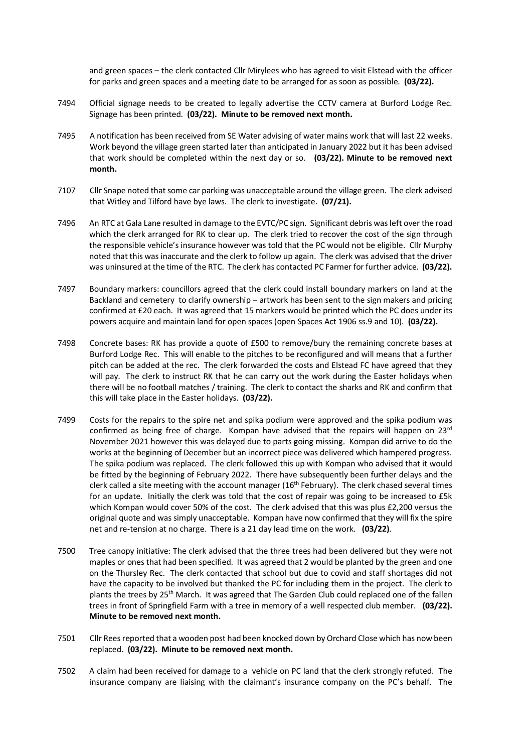and green spaces – the clerk contacted Cllr Mirylees who has agreed to visit Elstead with the officer for parks and green spaces and a meeting date to be arranged for as soon as possible. **(03/22).**

7494 Official signage needs to be created to legally advertise the CCTV camera at Burford Lodge Rec. Signage has been printed. **(03/22). Minute to be removed next month.**

7495 A notification has been received from SE Water advising of water mains work that will last 22 weeks. Work beyond the village green started later than anticipated in January 2022 but it has been advised that work should be completed within the next day or so. **(03/22). Minute to be removed next month.**

7107 Cllr Snape noted that some car parking was unacceptable around the village green. The clerk advised that Witley and Tilford have bye laws. The clerk to investigate. **(07/21).**

7496 An RTC at Gala Lane resulted in damage to the EVTC/PC sign. Significant debris was left over the road which the clerk arranged for RK to clear up. The clerk tried to recover the cost of the sign through the responsible vehicle's insurance however was told that the PC would not be eligible. Cllr Murphy noted that this was inaccurate and the clerk to follow up again. The clerk was advised that the driver was uninsured at the time of the RTC. The clerk has contacted PC Farmer for further advice. **(03/22).**

7497 Boundary markers: councillors agreed that the clerk could install boundary markers on land at the Backland and cemetery to clarify ownership – artwork has been sent to the sign makers and pricing confirmed at £20 each. It was agreed that 15 markers would be printed which the PC does under its powers acquire and maintain land for open spaces (open Spaces Act 1906 ss.9 and 10). **(03/22).**

7498 Concrete bases: RK has provide a quote of £500 to remove/bury the remaining concrete bases at Burford Lodge Rec. This will enable to the pitches to be reconfigured and will means that a further pitch can be added at the rec. The clerk forwarded the costs and Elstead FC have agreed that they will pay. The clerk to instruct RK that he can carry out the work during the Easter holidays when there will be no football matches / training. The clerk to contact the sharks and RK and confirm that this will take place in the Easter holidays. **(03/22).**

7499 Costs for the repairs to the spire net and spika podium were approved and the spika podium was confirmed as being free of charge. Kompan have advised that the repairs will happen on 23rd November 2021 however this was delayed due to parts going missing. Kompan did arrive to do the works at the beginning of December but an incorrect piece was delivered which hampered progress. The spika podium was replaced. The clerk followed this up with Kompan who advised that it would be fitted by the beginning of February 2022. There have subsequently been further delays and the clerk called a site meeting with the account manager (16th February). The clerk chased several times for an update. Initially the clerk was told that the cost of repair was going to be increased to £5k which Kompan would cover 50% of the cost. The clerk advised that this was plus £2,200 versus the original quote and was simply unacceptable. Kompan have now confirmed that they will fix the spire net and re-tension at no charge. There is a 21 day lead time on the work. **(03/22)**.

7500 Tree canopy initiative: The clerk advised that the three trees had been delivered but they were not maples or ones that had been specified. It was agreed that 2 would be planted by the green and one on the Thursley Rec. The clerk contacted that school but due to covid and staff shortages did not have the capacity to be involved but thanked the PC for including them in the project. The clerk to plants the trees by 25th March. It was agreed that The Garden Club could replaced one of the fallen trees in front of Springfield Farm with a tree in memory of a well respected club member. **(03/22). Minute to be removed next month.**

7501 Cllr Rees reported that a wooden post had been knocked down by Orchard Close which has now been replaced. **(03/22). Minute to be removed next month.**

7502 A claim had been received for damage to a vehicle on PC land that the clerk strongly refuted. The insurance company are liaising with the claimant's insurance company on the PC's behalf. The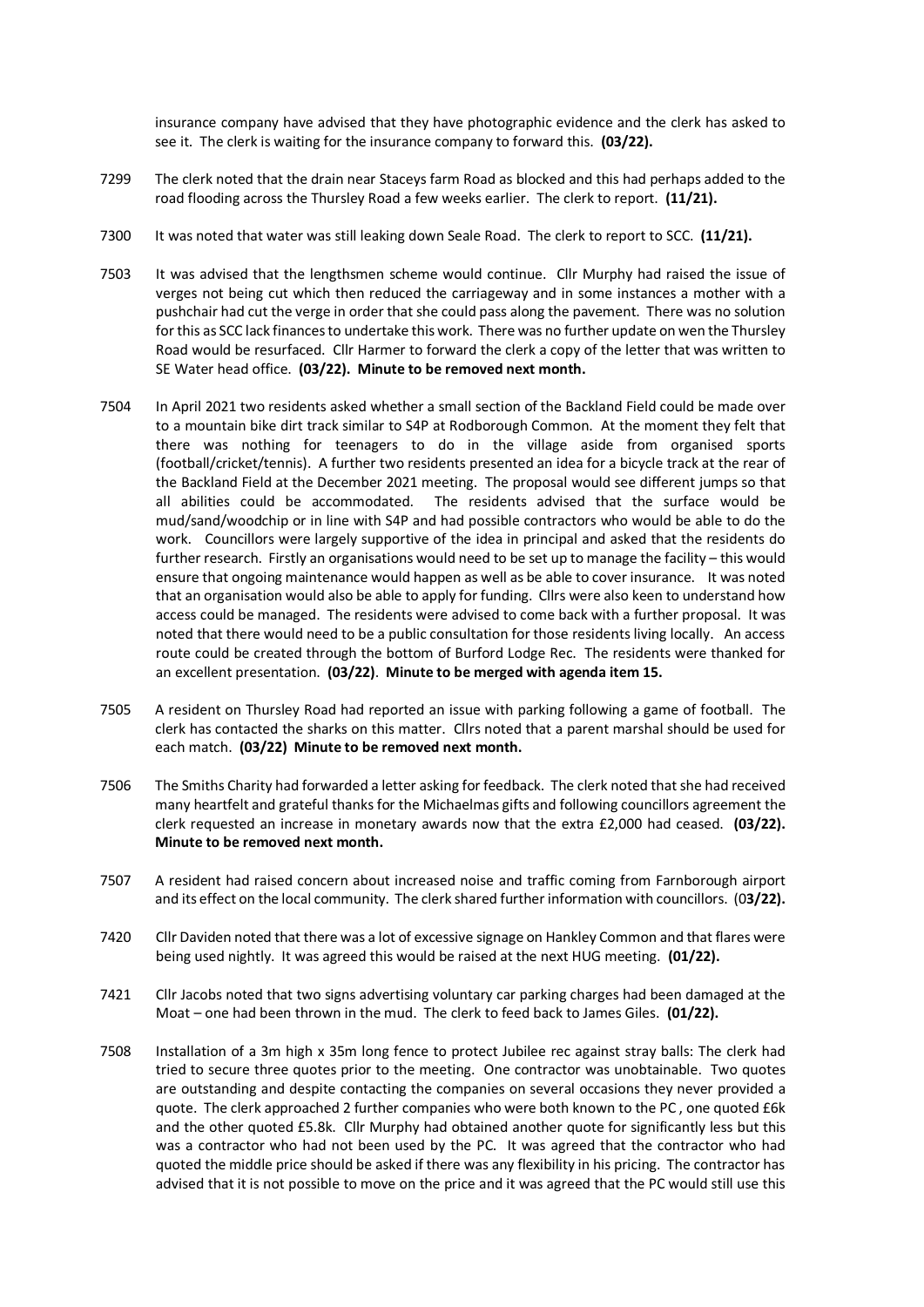insurance company have advised that they have photographic evidence and the clerk has asked to see it. The clerk is waiting for the insurance company to forward this. **(03/22).**

7299 The clerk noted that the drain near Staceys farm Road as blocked and this had perhaps added to the road flooding across the Thursley Road a few weeks earlier. The clerk to report. **(11/21).**

7300 It was noted that water was still leaking down Seale Road. The clerk to report to SCC. **(11/21).**

7503 It was advised that the lengthsmen scheme would continue. Cllr Murphy had raised the issue of verges not being cut which then reduced the carriageway and in some instances a mother with a pushchair had cut the verge in order that she could pass along the pavement. There was no solution for this as SCC lack finances to undertake this work. There was no further update on wen the Thursley Road would be resurfaced. Cllr Harmer to forward the clerk a copy of the letter that was written to SE Water head office. **(03/22). Minute to be removed next month.**

7504 In April 2021 two residents asked whether a small section of the Backland Field could be made over to a mountain bike dirt track similar to S4P at Rodborough Common. At the moment they felt that there was nothing for teenagers to do in the village aside from organised sports (football/cricket/tennis). A further two residents presented an idea for a bicycle track at the rear of the Backland Field at the December 2021 meeting. The proposal would see different jumps so that all abilities could be accommodated. The residents advised that the surface would be mud/sand/woodchip or in line with S4P and had possible contractors who would be able to do the work. Councillors were largely supportive of the idea in principal and asked that the residents do further research. Firstly an organisations would need to be set up to manage the facility – this would ensure that ongoing maintenance would happen as well as be able to cover insurance. It was noted that an organisation would also be able to apply for funding. Cllrs were also keen to understand how access could be managed. The residents were advised to come back with a further proposal. It was noted that there would need to be a public consultation for those residents living locally. An access route could be created through the bottom of Burford Lodge Rec. The residents were thanked for an excellent presentation. **(03/22)**. **Minute to be merged with agenda item 15.**

7505 A resident on Thursley Road had reported an issue with parking following a game of football. The clerk has contacted the sharks on this matter. Cllrs noted that a parent marshal should be used for each match. **(03/22) Minute to be removed next month.**

7506 The Smiths Charity had forwarded a letter asking for feedback. The clerk noted that she had received many heartfelt and grateful thanks for the Michaelmas gifts and following councillors agreement the clerk requested an increase in monetary awards now that the extra £2,000 had ceased. **(03/22). Minute to be removed next month.**

7507 A resident had raised concern about increased noise and traffic coming from Farnborough airport and its effect on the local community. The clerk shared further information with councillors. (0**3/22).**

7420 Cllr Daviden noted that there was a lot of excessive signage on Hankley Common and that flares were being used nightly. It was agreed this would be raised at the next HUG meeting. **(01/22).**

7421 Cllr Jacobs noted that two signs advertising voluntary car parking charges had been damaged at the Moat – one had been thrown in the mud. The clerk to feed back to James Giles. **(01/22).**

7508 Installation of a 3m high x 35m long fence to protect Jubilee rec against stray balls: The clerk had tried to secure three quotes prior to the meeting. One contractor was unobtainable. Two quotes are outstanding and despite contacting the companies on several occasions they never provided a quote. The clerk approached 2 further companies who were both known to the PC , one quoted £6k and the other quoted £5.8k. Cllr Murphy had obtained another quote for significantly less but this was a contractor who had not been used by the PC. It was agreed that the contractor who had quoted the middle price should be asked if there was any flexibility in his pricing. The contractor has advised that it is not possible to move on the price and it was agreed that the PC would still use this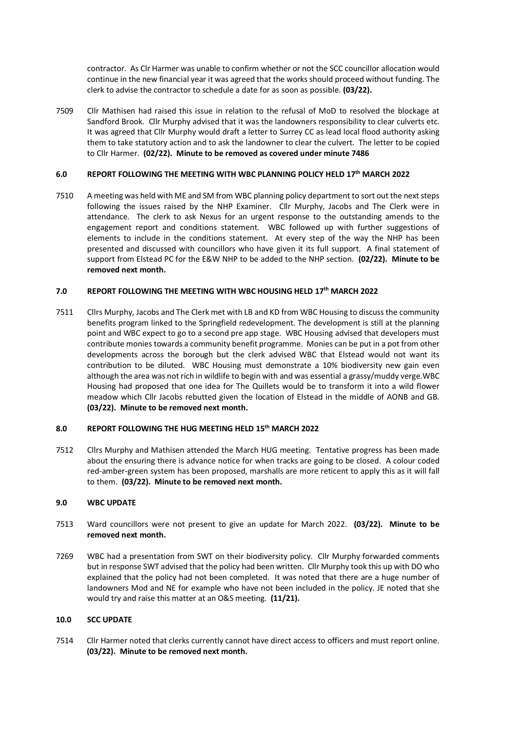contractor. As Cllr Harmer was unable to confirm whether or not the SCC councillor allocation would continue in the new financial year it was agreed that the works should proceed without funding. The clerk to advise the contractor to schedule a date for as soon as possible. **(03/22).**

7509 Cllr Mathisen had raised this issue in relation to the refusal of MoD to resolved the blockage at Sandford Brook. Cllr Murphy advised that it was the landowners responsibility to clear culverts etc. It was agreed that Cllr Murphy would draft a letter to Surrey CC as lead local flood authority asking them to take statutory action and to ask the landowner to clear the culvert. The letter to be copied to Cllr Harmer. **(02/22). Minute to be removed as covered under minute 7486**

## 6.0 REPORT FOLLOWING THE MEETING WITH WBC PLANNING POLICY HELD 17th MARCH 2022

7510 A meeting was held with ME and SM from WBC planning policy department to sort out the next steps following the issues raised by the NHP Examiner. Cllr Murphy, Jacobs and The Clerk were in attendance. The clerk to ask Nexus for an urgent response to the outstanding amends to the engagement report and conditions statement. WBC followed up with further suggestions of elements to include in the conditions statement. At every step of the way the NHP has been presented and discussed with councillors who have given it its full support. A final statement of support from Elstead PC for the E&W NHP to be added to the NHP section. **(02/22). Minute to be removed next month.**

## 7.0 REPORT FOLLOWING THE MEETING WITH WBC HOUSING HELD 17th MARCH 2022

7511 Cllrs Murphy, Jacobs and The Clerk met with LB and KD from WBC Housing to discuss the community benefits program linked to the Springfield redevelopment. The development is still at the planning point and WBC expect to go to a second pre app stage. WBC Housing advised that developers must contribute monies towards a community benefit programme. Monies can be put in a pot from other developments across the borough but the clerk advised WBC that Elstead would not want its contribution to be diluted. WBC Housing must demonstrate a 10% biodiversity new gain even although the area was not rich in wildlife to begin with and was essential a grassy/muddy verge.WBC Housing had proposed that one idea for The Quillets would be to transform it into a wild flower meadow which Cllr Jacobs rebutted given the location of Elstead in the middle of AONB and GB. **(03/22). Minute to be removed next month.**

## 8.0 REPORT FOLLOWING THE HUG MEETING HELD 15th MARCH 2022

7512 Cllrs Murphy and Mathisen attended the March HUG meeting. Tentative progress has been made about the ensuring there is advance notice for when tracks are going to be closed. A colour coded red-amber-green system has been proposed, marshalls are more reticent to apply this as it will fall to them. **(03/22). Minute to be removed next month.**

## 9.0 WBC UPDATE

7513 Ward councillors were not present to give an update for March 2022. **(03/22). Minute to be removed next month.**

7269 WBC had a presentation from SWT on their biodiversity policy. Cllr Murphy forwarded comments but in response SWT advised that the policy had been written. Cllr Murphy took this up with DO who explained that the policy had not been completed. It was noted that there are a huge number of landowners Mod and NE for example who have not been included in the policy. JE noted that she would try and raise this matter at an O&S meeting. **(11/21).**

## 10.0 SCC UPDATE

7514 Cllr Harmer noted that clerks currently cannot have direct access to officers and must report online. **(03/22). Minute to be removed next month.**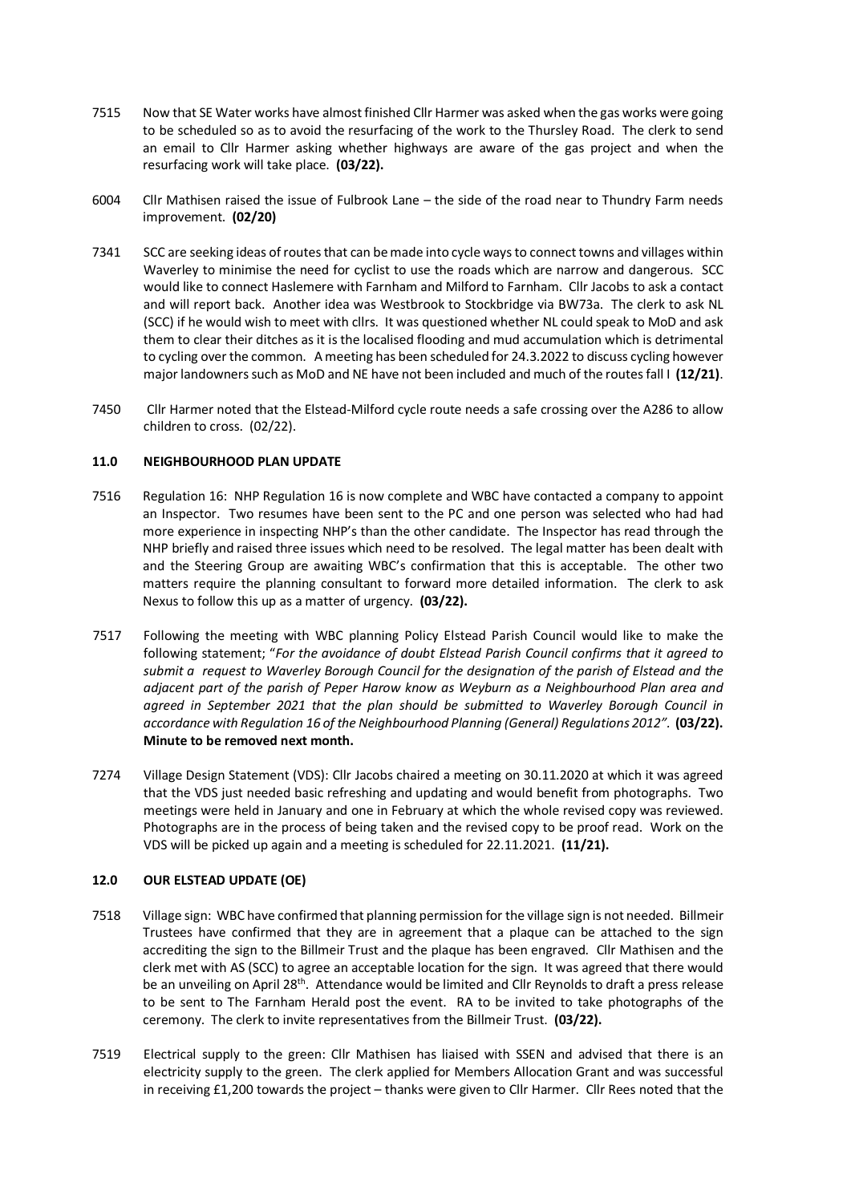7515 Now that SE Water works have almost finished Cllr Harmer was asked when the gas works were going to be scheduled so as to avoid the resurfacing of the work to the Thursley Road. The clerk to send an email to Cllr Harmer asking whether highways are aware of the gas project and when the resurfacing work will take place. **(03/22).**

6004 Cllr Mathisen raised the issue of Fulbrook Lane – the side of the road near to Thundry Farm needs improvement. **(02/20)**

7341 SCC are seeking ideas of routes that can be made into cycle ways to connect towns and villages within Waverley to minimise the need for cyclist to use the roads which are narrow and dangerous. SCC would like to connect Haslemere with Farnham and Milford to Farnham. Cllr Jacobs to ask a contact and will report back. Another idea was Westbrook to Stockbridge via BW73a. The clerk to ask NL (SCC) if he would wish to meet with cllrs. It was questioned whether NL could speak to MoD and ask them to clear their ditches as it is the localised flooding and mud accumulation which is detrimental to cycling over the common. A meeting has been scheduled for 24.3.2022 to discuss cycling however major landowners such as MoD and NE have not been included and much of the routes fall I **(12/21)**.

7450 Cllr Harmer noted that the Elstead-Milford cycle route needs a safe crossing over the A286 to allow children to cross. (02/22).

### 11.0 NEIGHBOURHOOD PLAN UPDATE

7516 Regulation 16: NHP Regulation 16 is now complete and WBC have contacted a company to appoint an Inspector. Two resumes have been sent to the PC and one person was selected who had had more experience in inspecting NHP's than the other candidate. The Inspector has read through the NHP briefly and raised three issues which need to be resolved. The legal matter has been dealt with and the Steering Group are awaiting WBC's confirmation that this is acceptable. The other two matters require the planning consultant to forward more detailed information. The clerk to ask Nexus to follow this up as a matter of urgency. **(03/22).**

7517 Following the meeting with WBC planning Policy Elstead Parish Council would like to make the following statement; "*For the avoidance of doubt Elstead Parish Council confirms that it agreed to submit a request to Waverley Borough Council for the designation of the parish of Elstead and the adjacent part of the parish of Peper Harow know as Weyburn as a Neighbourhood Plan area and agreed in September 2021 that the plan should be submitted to Waverley Borough Council in accordance with Regulation 16 of the Neighbourhood Planning (General) Regulations 2012".* **(03/22). Minute to be removed next month.**

7274 Village Design Statement (VDS): Cllr Jacobs chaired a meeting on 30.11.2020 at which it was agreed that the VDS just needed basic refreshing and updating and would benefit from photographs. Two meetings were held in January and one in February at which the whole revised copy was reviewed. Photographs are in the process of being taken and the revised copy to be proof read. Work on the VDS will be picked up again and a meeting is scheduled for 22.11.2021. **(11/21).**

### 12.0 OUR ELSTEAD UPDATE (OE)

7518 Village sign: WBC have confirmed that planning permission for the village sign is not needed. Billmeir Trustees have confirmed that they are in agreement that a plaque can be attached to the sign accrediting the sign to the Billmeir Trust and the plaque has been engraved. Cllr Mathisen and the clerk met with AS (SCC) to agree an acceptable location for the sign. It was agreed that there would be an unveiling on April 28th. Attendance would be limited and Cllr Reynolds to draft a press release to be sent to The Farnham Herald post the event. RA to be invited to take photographs of the ceremony. The clerk to invite representatives from the Billmeir Trust. **(03/22).**

7519 Electrical supply to the green: Cllr Mathisen has liaised with SSEN and advised that there is an electricity supply to the green. The clerk applied for Members Allocation Grant and was successful in receiving £1,200 towards the project – thanks were given to Cllr Harmer. Cllr Rees noted that the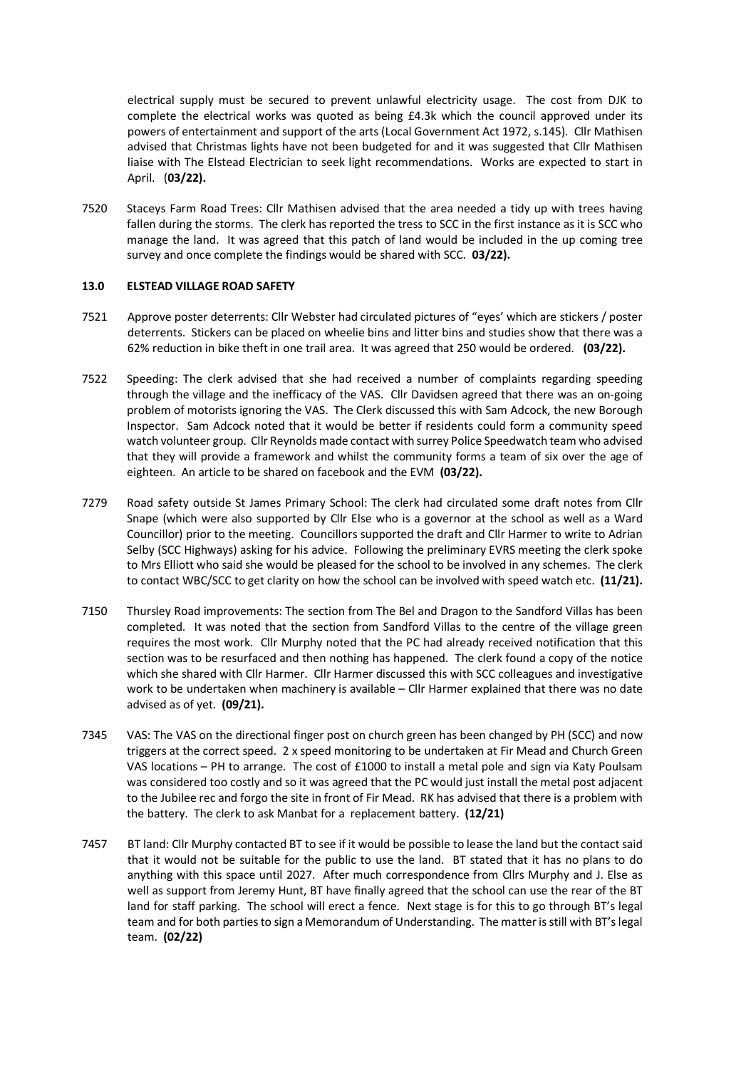electrical supply must be secured to prevent unlawful electricity usage. The cost from DJK to complete the electrical works was quoted as being £4.3k which the council approved under its powers of entertainment and support of the arts (Local Government Act 1972, s.145). Cllr Mathisen advised that Christmas lights have not been budgeted for and it was suggested that Cllr Mathisen liaise with The Elstead Electrician to seek light recommendations. Works are expected to start in April. (**03/22).**

7520 Staceys Farm Road Trees: Cllr Mathisen advised that the area needed a tidy up with trees having fallen during the storms. The clerk has reported the tress to SCC in the first instance as it is SCC who manage the land. It was agreed that this patch of land would be included in the up coming tree survey and once complete the findings would be shared with SCC. **03/22).**

### 13.0 ELSTEAD VILLAGE ROAD SAFETY

7521 Approve poster deterrents: Cllr Webster had circulated pictures of "eyes' which are stickers / poster deterrents. Stickers can be placed on wheelie bins and litter bins and studies show that there was a 62% reduction in bike theft in one trail area. It was agreed that 250 would be ordered. **(03/22).**

7522 Speeding: The clerk advised that she had received a number of complaints regarding speeding through the village and the inefficacy of the VAS. Cllr Davidsen agreed that there was an on-going problem of motorists ignoring the VAS. The Clerk discussed this with Sam Adcock, the new Borough Inspector. Sam Adcock noted that it would be better if residents could form a community speed watch volunteer group. Cllr Reynolds made contact with surrey Police Speedwatch team who advised that they will provide a framework and whilst the community forms a team of six over the age of eighteen. An article to be shared on facebook and the EVM **(03/22).**

7279 Road safety outside St James Primary School: The clerk had circulated some draft notes from Cllr Snape (which were also supported by Cllr Else who is a governor at the school as well as a Ward Councillor) prior to the meeting. Councillors supported the draft and Cllr Harmer to write to Adrian Selby (SCC Highways) asking for his advice. Following the preliminary EVRS meeting the clerk spoke to Mrs Elliott who said she would be pleased for the school to be involved in any schemes. The clerk to contact WBC/SCC to get clarity on how the school can be involved with speed watch etc. **(11/21).**

7150 Thursley Road improvements: The section from The Bel and Dragon to the Sandford Villas has been completed. It was noted that the section from Sandford Villas to the centre of the village green requires the most work. Cllr Murphy noted that the PC had already received notification that this section was to be resurfaced and then nothing has happened. The clerk found a copy of the notice which she shared with Cllr Harmer. Cllr Harmer discussed this with SCC colleagues and investigative work to be undertaken when machinery is available – Cllr Harmer explained that there was no date advised as of yet. **(09/21).**

7345 VAS: The VAS on the directional finger post on church green has been changed by PH (SCC) and now triggers at the correct speed. 2 x speed monitoring to be undertaken at Fir Mead and Church Green VAS locations – PH to arrange. The cost of £1000 to install a metal pole and sign via Katy Poulsam was considered too costly and so it was agreed that the PC would just install the metal post adjacent to the Jubilee rec and forgo the site in front of Fir Mead. RK has advised that there is a problem with the battery. The clerk to ask Manbat for a replacement battery. **(12/21)**

7457 BT land: Cllr Murphy contacted BT to see if it would be possible to lease the land but the contact said that it would not be suitable for the public to use the land. BT stated that it has no plans to do anything with this space until 2027. After much correspondence from Cllrs Murphy and J. Else as well as support from Jeremy Hunt, BT have finally agreed that the school can use the rear of the BT land for staff parking. The school will erect a fence. Next stage is for this to go through BT's legal team and for both parties to sign a Memorandum of Understanding. The matter is still with BT's legal team. **(02/22)**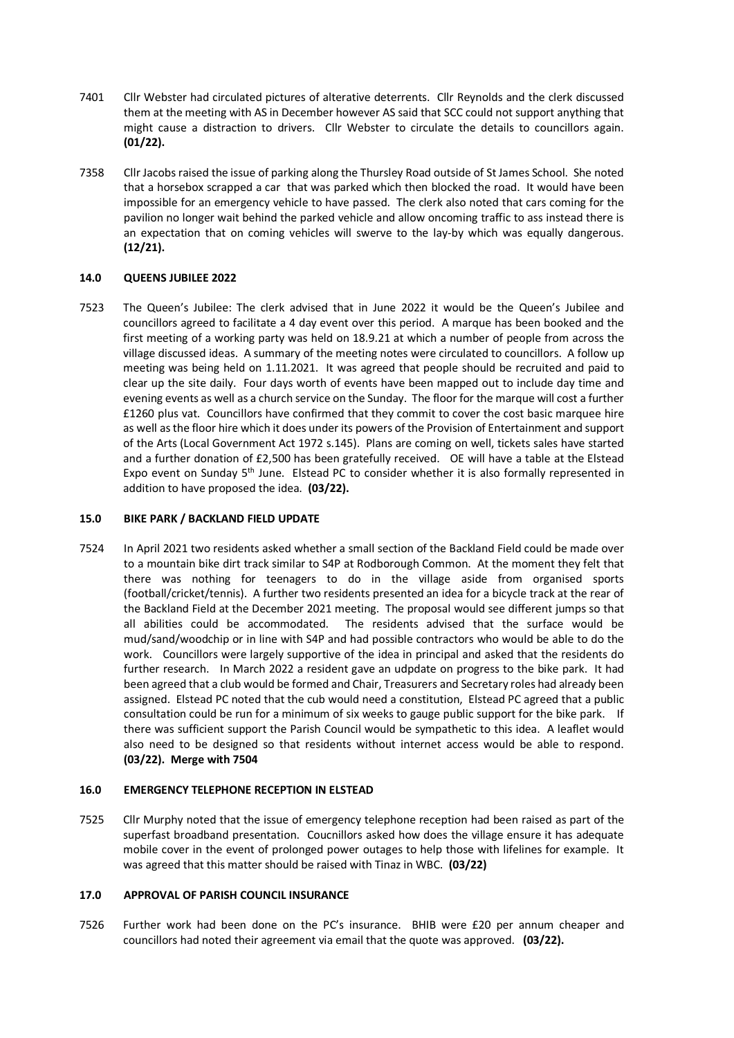7401 Cllr Webster had circulated pictures of alterative deterrents. Cllr Reynolds and the clerk discussed them at the meeting with AS in December however AS said that SCC could not support anything that might cause a distraction to drivers. Cllr Webster to circulate the details to councillors again. **(01/22).**

7358 Cllr Jacobs raised the issue of parking along the Thursley Road outside of St James School. She noted that a horsebox scrapped a car that was parked which then blocked the road. It would have been impossible for an emergency vehicle to have passed. The clerk also noted that cars coming for the pavilion no longer wait behind the parked vehicle and allow oncoming traffic to ass instead there is an expectation that on coming vehicles will swerve to the lay-by which was equally dangerous. **(12/21).**

## 14.0 QUEENS JUBILEE 2022

7523 The Queen's Jubilee: The clerk advised that in June 2022 it would be the Queen's Jubilee and councillors agreed to facilitate a 4 day event over this period. A marque has been booked and the first meeting of a working party was held on 18.9.21 at which a number of people from across the village discussed ideas. A summary of the meeting notes were circulated to councillors. A follow up meeting was being held on 1.11.2021. It was agreed that people should be recruited and paid to clear up the site daily. Four days worth of events have been mapped out to include day time and evening events as well as a church service on the Sunday. The floor for the marque will cost a further £1260 plus vat. Councillors have confirmed that they commit to cover the cost basic marquee hire as well as the floor hire which it does under its powers of the Provision of Entertainment and support of the Arts (Local Government Act 1972 s.145). Plans are coming on well, tickets sales have started and a further donation of £2,500 has been gratefully received. OE will have a table at the Elstead Expo event on Sunday 5th June. Elstead PC to consider whether it is also formally represented in addition to have proposed the idea. **(03/22).**

## 15.0 BIKE PARK / BACKLAND FIELD UPDATE

7524 In April 2021 two residents asked whether a small section of the Backland Field could be made over to a mountain bike dirt track similar to S4P at Rodborough Common. At the moment they felt that there was nothing for teenagers to do in the village aside from organised sports (football/cricket/tennis). A further two residents presented an idea for a bicycle track at the rear of the Backland Field at the December 2021 meeting. The proposal would see different jumps so that all abilities could be accommodated. The residents advised that the surface would be mud/sand/woodchip or in line with S4P and had possible contractors who would be able to do the work. Councillors were largely supportive of the idea in principal and asked that the residents do further research. In March 2022 a resident gave an udpdate on progress to the bike park. It had been agreed that a club would be formed and Chair, Treasurers and Secretary roles had already been assigned. Elstead PC noted that the cub would need a constitution, Elstead PC agreed that a public consultation could be run for a minimum of six weeks to gauge public support for the bike park. If there was sufficient support the Parish Council would be sympathetic to this idea. A leaflet would also need to be designed so that residents without internet access would be able to respond. **(03/22). Merge with 7504**

## 16.0 EMERGENCY TELEPHONE RECEPTION IN ELSTEAD

7525 Cllr Murphy noted that the issue of emergency telephone reception had been raised as part of the superfast broadband presentation. Coucnillors asked how does the village ensure it has adequate mobile cover in the event of prolonged power outages to help those with lifelines for example. It was agreed that this matter should be raised with Tinaz in WBC. **(03/22)**

## 17.0 APPROVAL OF PARISH COUNCIL INSURANCE

7526 Further work had been done on the PC's insurance. BHIB were £20 per annum cheaper and councillors had noted their agreement via email that the quote was approved. **(03/22).**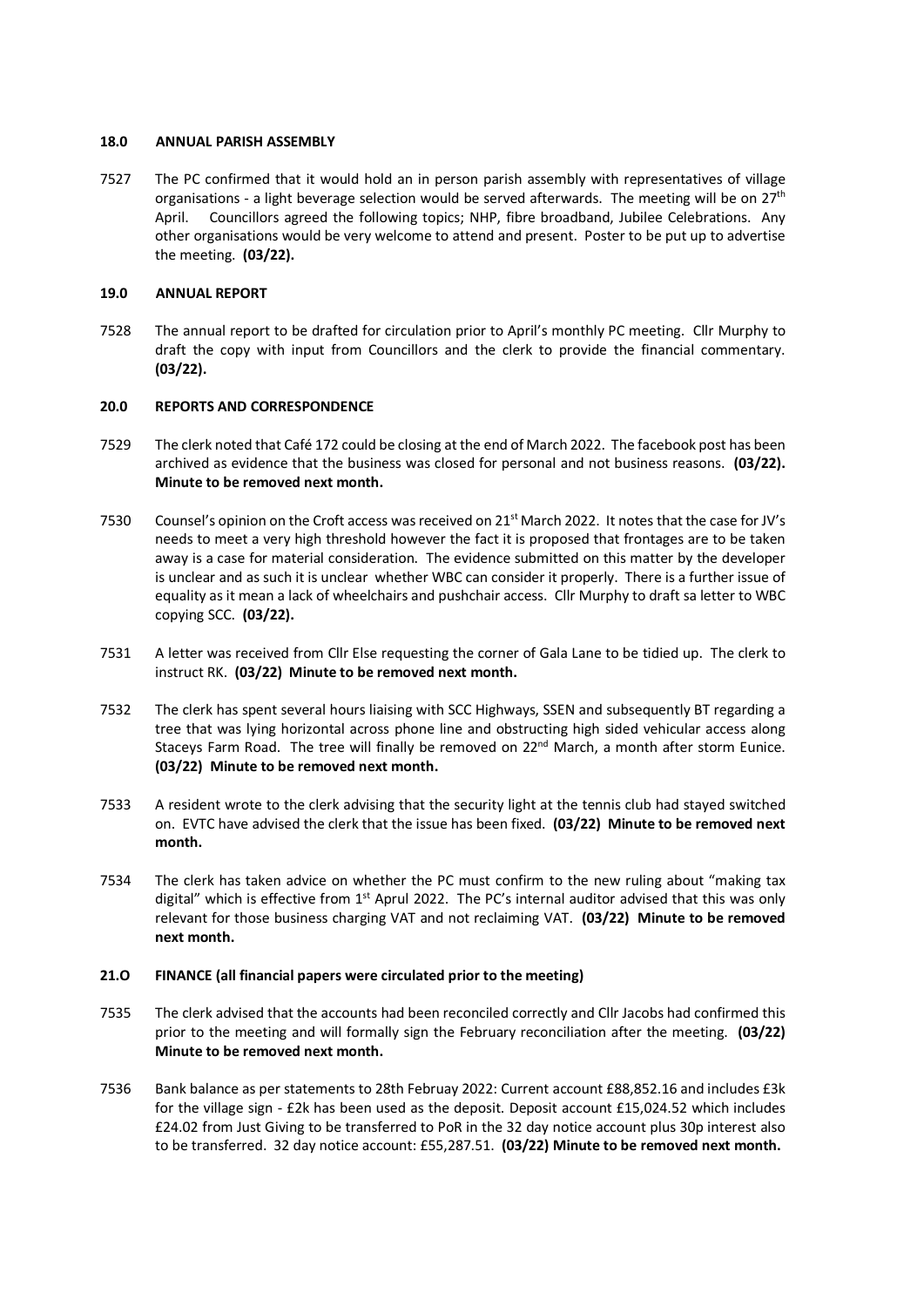## 18.0 ANNUAL PARISH ASSEMBLY

7527 The PC confirmed that it would hold an in person parish assembly with representatives of village organisations - a light beverage selection would be served afterwards. The meeting will be on 27th April. Councillors agreed the following topics; NHP, fibre broadband, Jubilee Celebrations. Any other organisations would be very welcome to attend and present. Poster to be put up to advertise the meeting. **(03/22).**

## 19.0 ANNUAL REPORT

7528 The annual report to be drafted for circulation prior to April's monthly PC meeting. Cllr Murphy to draft the copy with input from Councillors and the clerk to provide the financial commentary. **(03/22).**

## 20.0 REPORTS AND CORRESPONDENCE

7529 The clerk noted that Café 172 could be closing at the end of March 2022. The facebook post has been archived as evidence that the business was closed for personal and not business reasons. **(03/22). Minute to be removed next month.**

7530 Counsel's opinion on the Croft access was received on 21st March 2022. It notes that the case for JV's needs to meet a very high threshold however the fact it is proposed that frontages are to be taken away is a case for material consideration. The evidence submitted on this matter by the developer is unclear and as such it is unclear whether WBC can consider it properly. There is a further issue of equality as it mean a lack of wheelchairs and pushchair access. Cllr Murphy to draft sa letter to WBC copying SCC. **(03/22).**

7531 A letter was received from Cllr Else requesting the corner of Gala Lane to be tidied up. The clerk to instruct RK. **(03/22) Minute to be removed next month.**

7532 The clerk has spent several hours liaising with SCC Highways, SSEN and subsequently BT regarding a tree that was lying horizontal across phone line and obstructing high sided vehicular access along Staceys Farm Road. The tree will finally be removed on 22nd March, a month after storm Eunice. **(03/22) Minute to be removed next month.**

7533 A resident wrote to the clerk advising that the security light at the tennis club had stayed switched on. EVTC have advised the clerk that the issue has been fixed. **(03/22) Minute to be removed next month.**

7534 The clerk has taken advice on whether the PC must confirm to the new ruling about "making tax digital" which is effective from 1st Aprul 2022. The PC's internal auditor advised that this was only relevant for those business charging VAT and not reclaiming VAT. **(03/22) Minute to be removed next month.**

## 21.O FINANCE (all financial papers were circulated prior to the meeting)

7535 The clerk advised that the accounts had been reconciled correctly and Cllr Jacobs had confirmed this prior to the meeting and will formally sign the February reconciliation after the meeting. **(03/22) Minute to be removed next month.**

7536 Bank balance as per statements to 28th Februay 2022: Current account £88,852.16 and includes £3k for the village sign - £2k has been used as the deposit. Deposit account £15,024.52 which includes £24.02 from Just Giving to be transferred to PoR in the 32 day notice account plus 30p interest also to be transferred. 32 day notice account: £55,287.51. **(03/22) Minute to be removed next month.**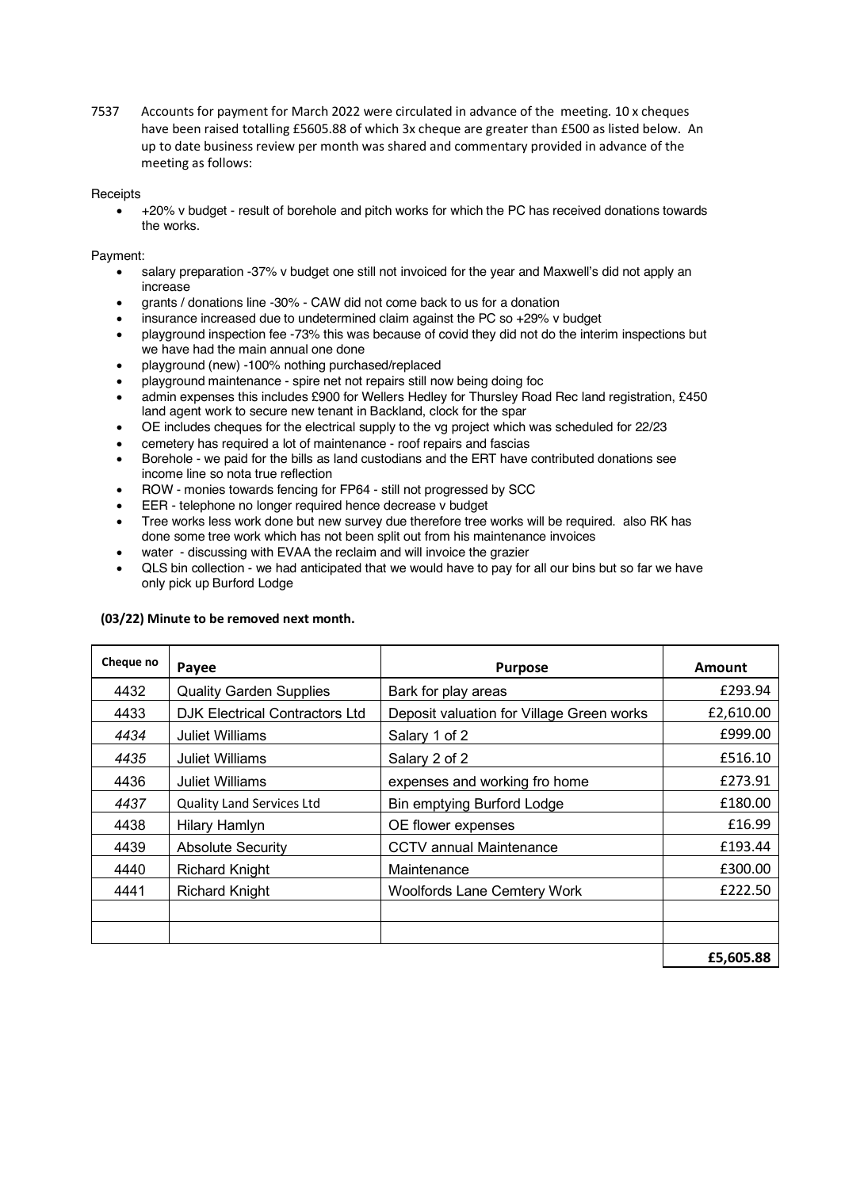7537 Accounts for payment for March 2022 were circulated in advance of the meeting. 10 x cheques have been raised totalling £5605.88 of which 3x cheque are greater than £500 as listed below. An up to date business review per month was shared and commentary provided in advance of the meeting as follows:

Receipts

- +20% v budget - result of borehole and pitch works for which the PC has received donations towards the works.

Payment:

- salary preparation -37% v budget one still not invoiced for the year and Maxwell's did not apply an increase
- grants / donations line -30% - CAW did not come back to us for a donation
- insurance increased due to undetermined claim against the PC so +29% v budget
- playground inspection fee -73% this was because of covid they did not do the interim inspections but we have had the main annual one done
- playground (new) -100% nothing purchased/replaced
- playground maintenance - spire net not repairs still now being doing foc
- admin expenses this includes £900 for Wellers Hedley for Thursley Road Rec land registration, £450 land agent work to secure new tenant in Backland, clock for the spar
- OE includes cheques for the electrical supply to the vg project which was scheduled for 22/23
- cemetery has required a lot of maintenance - roof repairs and fascias
- Borehole - we paid for the bills as land custodians and the ERT have contributed donations see income line so nota true reflection
- ROW - monies towards fencing for FP64 - still not progressed by SCC
- EER - telephone no longer required hence decrease v budget
- Tree works less work done but new survey due therefore tree works will be required. also RK has done some tree work which has not been split out from his maintenance invoices
- water - discussing with EVAA the reclaim and will invoice the grazier
- QLS bin collection - we had anticipated that we would have to pay for all our bins but so far we have only pick up Burford Lodge

**(03/22) Minute to be removed next month.**

| Cheque no | Payee | Purpose | Amount |
|---|---|---|---|
| 4432 | Quality Garden Supplies | Bark for play areas | £293.94 |
| 4433 | DJK Electrical Contractors Ltd | Deposit valuation for Village Green works | £2,610.00 |
| *4434* | Juliet Williams | Salary 1 of 2 | £999.00 |
| *4435* | Juliet Williams | Salary 2 of 2 | £516.10 |
| 4436 | Juliet Williams | expenses and working fro home | £273.91 |
| *4437* | Quality Land Services Ltd | Bin emptying Burford Lodge | £180.00 |
| 4438 | Hilary Hamlyn | OE flower expenses | £16.99 |
| 4439 | Absolute Security | CCTV annual Maintenance | £193.44 |
| 4440 | Richard Knight | Maintenance | £300.00 |
| 4441 | Richard Knight | Woolfords Lane Cemtery Work | £222.50 |
| | | | |
| | | | |
| | | | **£5,605.88** |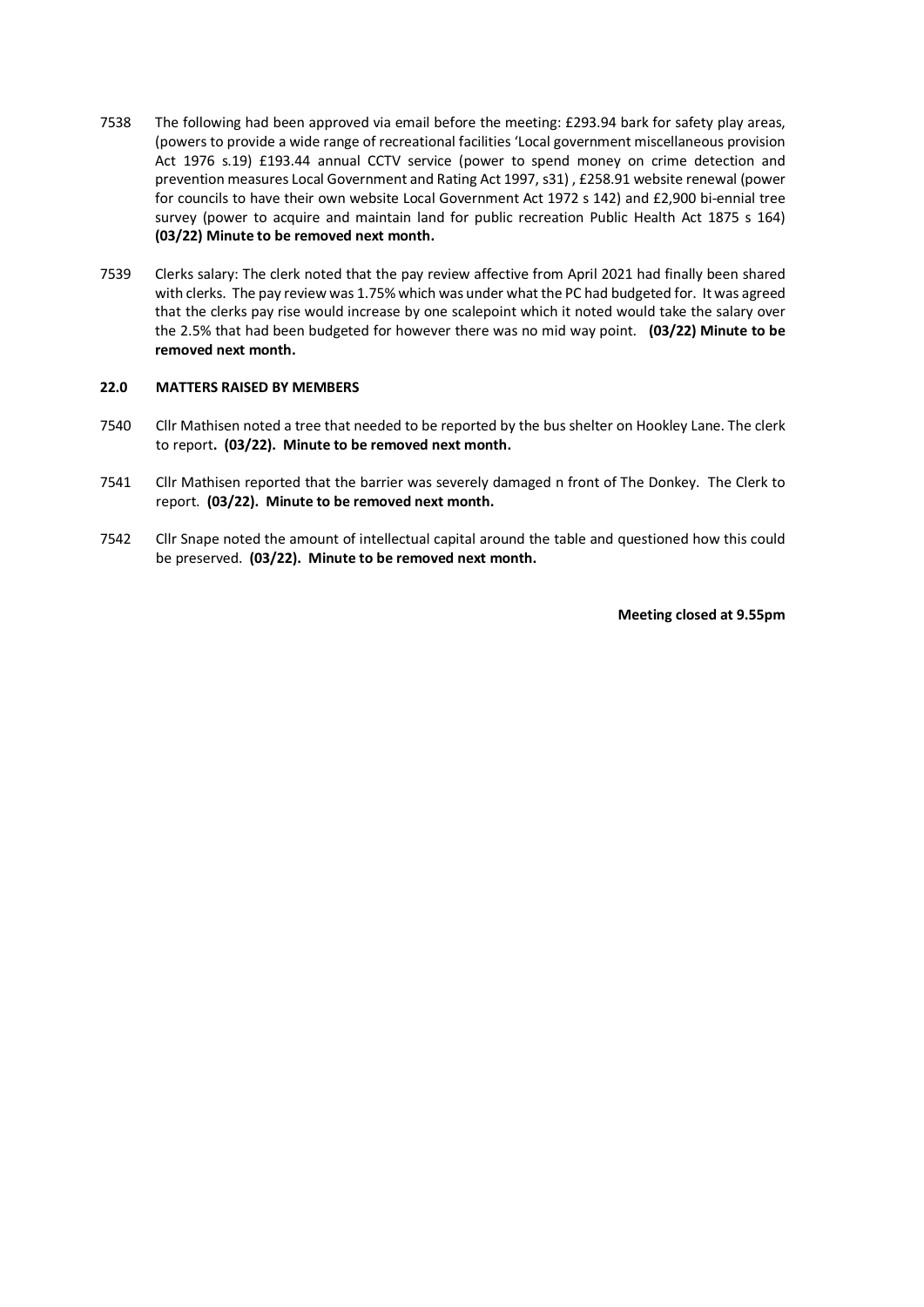7538 The following had been approved via email before the meeting: £293.94 bark for safety play areas, (powers to provide a wide range of recreational facilities 'Local government miscellaneous provision Act 1976 s.19) £193.44 annual CCTV service (power to spend money on crime detection and prevention measures Local Government and Rating Act 1997, s31) , £258.91 website renewal (power for councils to have their own website Local Government Act 1972 s 142) and £2,900 bi-ennial tree survey (power to acquire and maintain land for public recreation Public Health Act 1875 s 164) **(03/22) Minute to be removed next month.**

7539 Clerks salary: The clerk noted that the pay review affective from April 2021 had finally been shared with clerks. The pay review was 1.75% which was under what the PC had budgeted for. It was agreed that the clerks pay rise would increase by one scalepoint which it noted would take the salary over the 2.5% that had been budgeted for however there was no mid way point. **(03/22) Minute to be removed next month.**

**22.0 MATTERS RAISED BY MEMBERS**

7540 Cllr Mathisen noted a tree that needed to be reported by the bus shelter on Hookley Lane. The clerk to report**. (03/22). Minute to be removed next month.**

7541 Cllr Mathisen reported that the barrier was severely damaged n front of The Donkey. The Clerk to report. **(03/22). Minute to be removed next month.**

7542 Cllr Snape noted the amount of intellectual capital around the table and questioned how this could be preserved. **(03/22). Minute to be removed next month.**

**Meeting closed at 9.55pm**